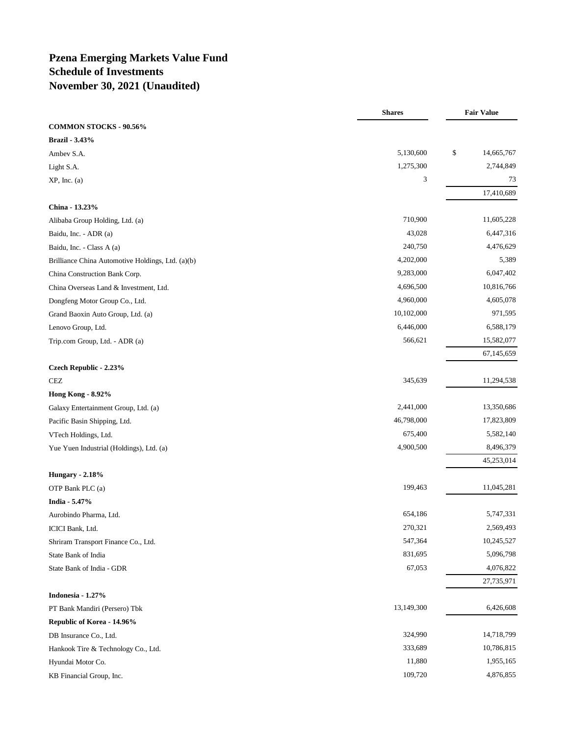# Pzena Emerging Markets Value Fund
# Schedule of Investments
# November 30, 2021 (Unaudited)

| | Shares | Fair Value |
|---|---|---|
| **COMMON STOCKS - 90.56%** | | |
| **Brazil - 3.43%** | | |
| Ambev S.A. | 5,130,600 | $ 14,665,767 |
| Light S.A. | 1,275,300 | 2,744,849 |
| XP, Inc. (a) | 3 | 73 |
| | | 17,410,689 |
| **China - 13.23%** | | |
| Alibaba Group Holding, Ltd. (a) | 710,900 | 11,605,228 |
| Baidu, Inc. - ADR (a) | 43,028 | 6,447,316 |
| Baidu, Inc. - Class A (a) | 240,750 | 4,476,629 |
| Brilliance China Automotive Holdings, Ltd. (a)(b) | 4,202,000 | 5,389 |
| China Construction Bank Corp. | 9,283,000 | 6,047,402 |
| China Overseas Land & Investment, Ltd. | 4,696,500 | 10,816,766 |
| Dongfeng Motor Group Co., Ltd. | 4,960,000 | 4,605,078 |
| Grand Baoxin Auto Group, Ltd. (a) | 10,102,000 | 971,595 |
| Lenovo Group, Ltd. | 6,446,000 | 6,588,179 |
| Trip.com Group, Ltd. - ADR (a) | 566,621 | 15,582,077 |
| | | 67,145,659 |
| **Czech Republic - 2.23%** | | |
| CEZ | 345,639 | 11,294,538 |
| **Hong Kong - 8.92%** | | |
| Galaxy Entertainment Group, Ltd. (a) | 2,441,000 | 13,350,686 |
| Pacific Basin Shipping, Ltd. | 46,798,000 | 17,823,809 |
| VTech Holdings, Ltd. | 675,400 | 5,582,140 |
| Yue Yuen Industrial (Holdings), Ltd. (a) | 4,900,500 | 8,496,379 |
| | | 45,253,014 |
| **Hungary - 2.18%** | | |
| OTP Bank PLC (a) | 199,463 | 11,045,281 |
| **India - 5.47%** | | |
| Aurobindo Pharma, Ltd. | 654,186 | 5,747,331 |
| ICICI Bank, Ltd. | 270,321 | 2,569,493 |
| Shriram Transport Finance Co., Ltd. | 547,364 | 10,245,527 |
| State Bank of India | 831,695 | 5,096,798 |
| State Bank of India - GDR | 67,053 | 4,076,822 |
| | | 27,735,971 |
| **Indonesia - 1.27%** | | |
| PT Bank Mandiri (Persero) Tbk | 13,149,300 | 6,426,608 |
| **Republic of Korea - 14.96%** | | |
| DB Insurance Co., Ltd. | 324,990 | 14,718,799 |
| Hankook Tire & Technology Co., Ltd. | 333,689 | 10,786,815 |
| Hyundai Motor Co. | 11,880 | 1,955,165 |
| KB Financial Group, Inc. | 109,720 | 4,876,855 |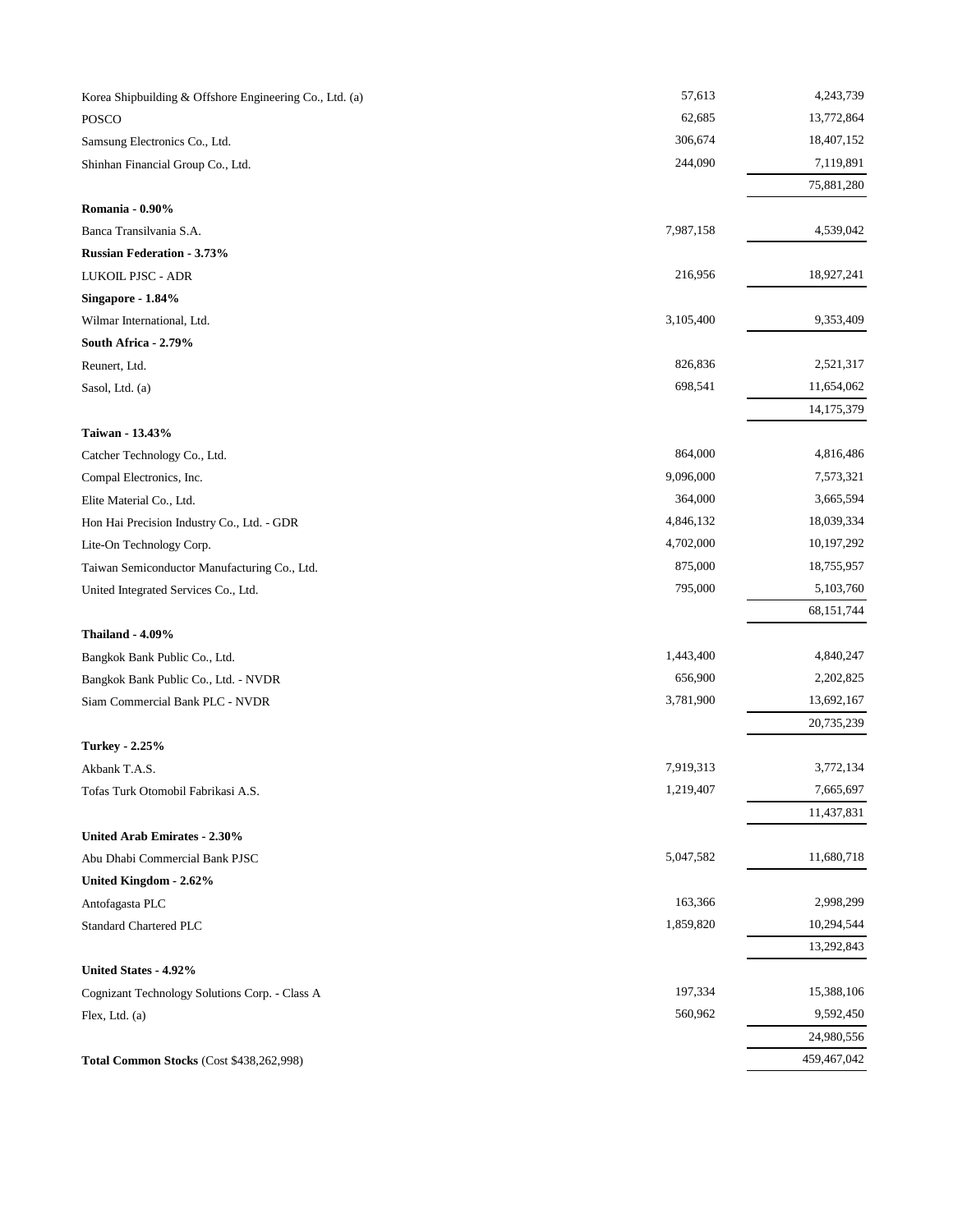| | | |
|---|---|---|
| Korea Shipbuilding & Offshore Engineering Co., Ltd. (a) | 57,613 | 4,243,739 |
| POSCO | 62,685 | 13,772,864 |
| Samsung Electronics Co., Ltd. | 306,674 | 18,407,152 |
| Shinhan Financial Group Co., Ltd. | 244,090 | 7,119,891 |
| | | 75,881,280 |
| **Romania - 0.90%** | | |
| Banca Transilvania S.A. | 7,987,158 | 4,539,042 |
| **Russian Federation - 3.73%** | | |
| LUKOIL PJSC - ADR | 216,956 | 18,927,241 |
| **Singapore - 1.84%** | | |
| Wilmar International, Ltd. | 3,105,400 | 9,353,409 |
| **South Africa - 2.79%** | | |
| Reunert, Ltd. | 826,836 | 2,521,317 |
| Sasol, Ltd. (a) | 698,541 | 11,654,062 |
| | | 14,175,379 |
| **Taiwan - 13.43%** | | |
| Catcher Technology Co., Ltd. | 864,000 | 4,816,486 |
| Compal Electronics, Inc. | 9,096,000 | 7,573,321 |
| Elite Material Co., Ltd. | 364,000 | 3,665,594 |
| Hon Hai Precision Industry Co., Ltd. - GDR | 4,846,132 | 18,039,334 |
| Lite-On Technology Corp. | 4,702,000 | 10,197,292 |
| Taiwan Semiconductor Manufacturing Co., Ltd. | 875,000 | 18,755,957 |
| United Integrated Services Co., Ltd. | 795,000 | 5,103,760 |
| | | 68,151,744 |
| **Thailand - 4.09%** | | |
| Bangkok Bank Public Co., Ltd. | 1,443,400 | 4,840,247 |
| Bangkok Bank Public Co., Ltd. - NVDR | 656,900 | 2,202,825 |
| Siam Commercial Bank PLC - NVDR | 3,781,900 | 13,692,167 |
| | | 20,735,239 |
| **Turkey - 2.25%** | | |
| Akbank T.A.S. | 7,919,313 | 3,772,134 |
| Tofas Turk Otomobil Fabrikasi A.S. | 1,219,407 | 7,665,697 |
| | | 11,437,831 |
| **United Arab Emirates - 2.30%** | | |
| Abu Dhabi Commercial Bank PJSC | 5,047,582 | 11,680,718 |
| **United Kingdom - 2.62%** | | |
| Antofagasta PLC | 163,366 | 2,998,299 |
| Standard Chartered PLC | 1,859,820 | 10,294,544 |
| | | 13,292,843 |
| **United States - 4.92%** | | |
| Cognizant Technology Solutions Corp. - Class A | 197,334 | 15,388,106 |
| Flex, Ltd. (a) | 560,962 | 9,592,450 |
| | | 24,980,556 |
| **Total Common Stocks** (Cost $438,262,998) | | 459,467,042 |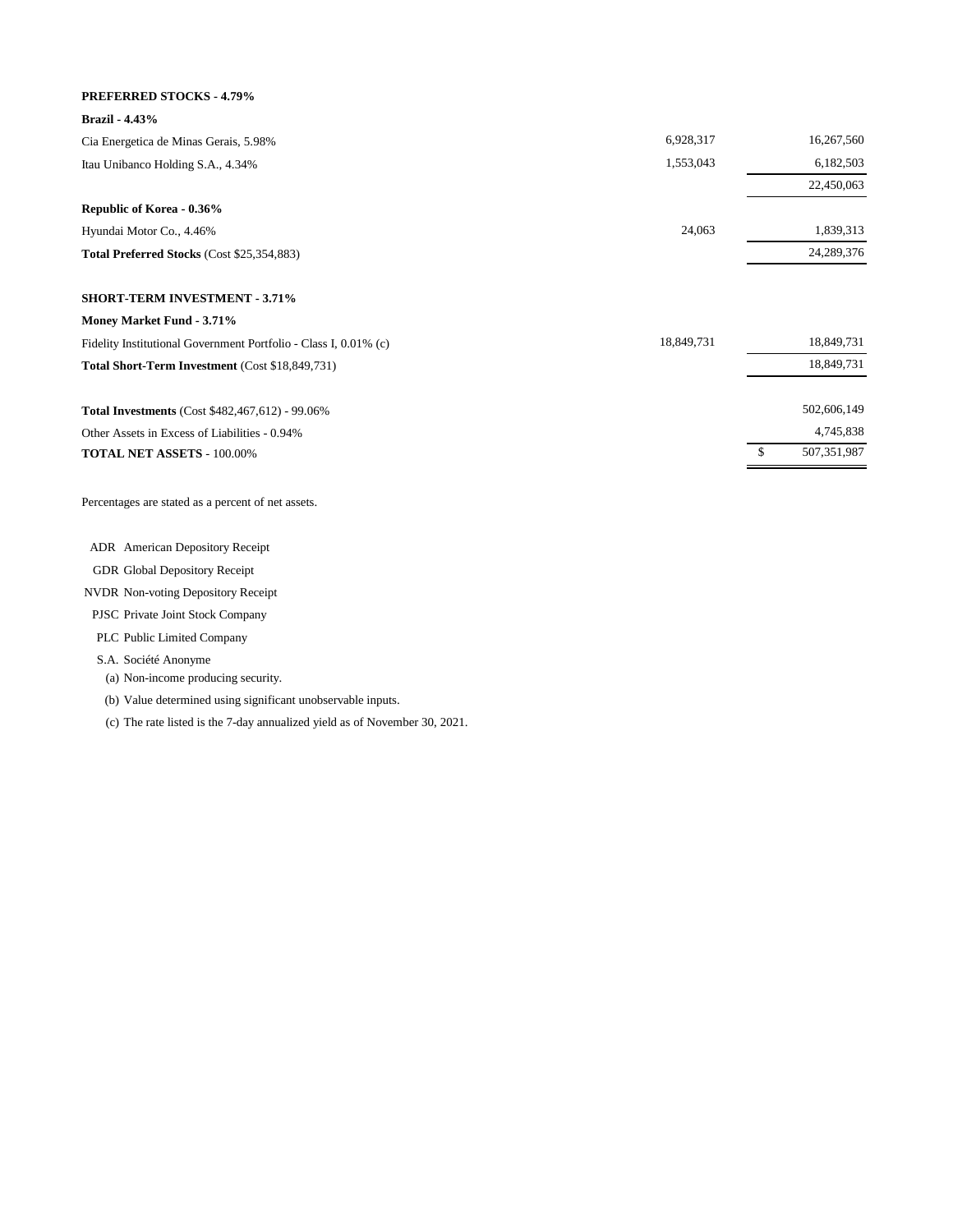| | | |
|---|---|---|
| **PREFERRED STOCKS - 4.79%** | | |
| **Brazil - 4.43%** | | |
| Cia Energetica de Minas Gerais, 5.98% | 6,928,317 | 16,267,560 |
| Itau Unibanco Holding S.A., 4.34% | 1,553,043 | 6,182,503 |
| | | 22,450,063 |
| **Republic of Korea - 0.36%** | | |
| Hyundai Motor Co., 4.46% | 24,063 | 1,839,313 |
| **Total Preferred Stocks** (Cost $25,354,883) | | 24,289,376 |
| | | |
| **SHORT-TERM INVESTMENT - 3.71%** | | |
| **Money Market Fund - 3.71%** | | |
| Fidelity Institutional Government Portfolio - Class I, 0.01% (c) | 18,849,731 | 18,849,731 |
| **Total Short-Term Investment** (Cost $18,849,731) | | 18,849,731 |
| | | |
| **Total Investments** (Cost $482,467,612) - 99.06% | | 502,606,149 |
| Other Assets in Excess of Liabilities - 0.94% | | 4,745,838 |
| **TOTAL NET ASSETS** - 100.00% | | $ 507,351,987 |

Percentages are stated as a percent of net assets.

ADR American Depository Receipt

GDR Global Depository Receipt

NVDR Non-voting Depository Receipt

PJSC Private Joint Stock Company

PLC Public Limited Company

S.A. Société Anonyme

(a) Non-income producing security.

(b) Value determined using significant unobservable inputs.

(c) The rate listed is the 7-day annualized yield as of November 30, 2021.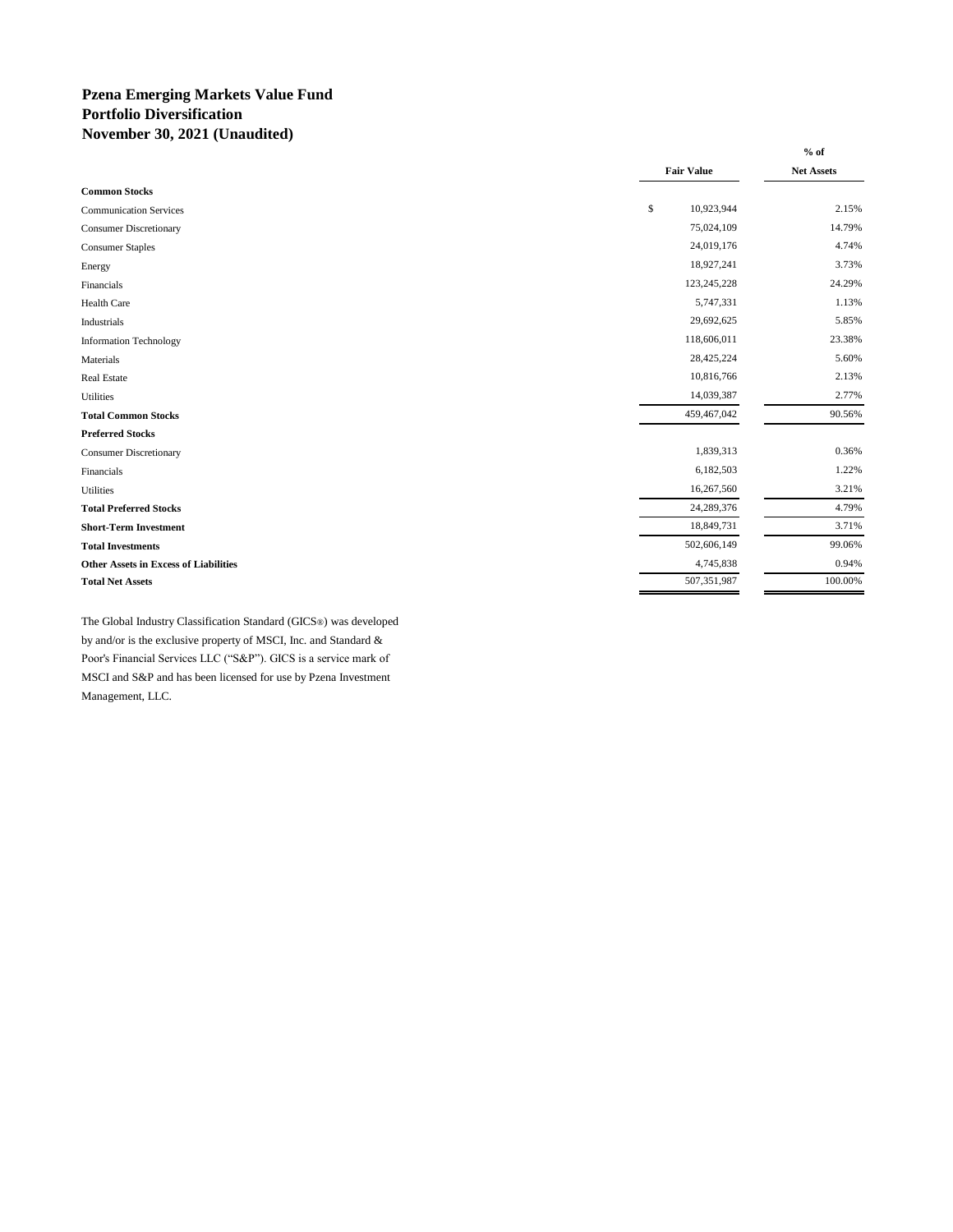# Pzena Emerging Markets Value Fund
## Portfolio Diversification
## November 30, 2021 (Unaudited)

| | Fair Value | % of Net Assets |
|---|---|---|
| **Common Stocks** | | |
| Communication Services | $ 10,923,944 | 2.15% |
| Consumer Discretionary | 75,024,109 | 14.79% |
| Consumer Staples | 24,019,176 | 4.74% |
| Energy | 18,927,241 | 3.73% |
| Financials | 123,245,228 | 24.29% |
| Health Care | 5,747,331 | 1.13% |
| Industrials | 29,692,625 | 5.85% |
| Information Technology | 118,606,011 | 23.38% |
| Materials | 28,425,224 | 5.60% |
| Real Estate | 10,816,766 | 2.13% |
| Utilities | 14,039,387 | 2.77% |
| **Total Common Stocks** | 459,467,042 | 90.56% |
| **Preferred Stocks** | | |
| Consumer Discretionary | 1,839,313 | 0.36% |
| Financials | 6,182,503 | 1.22% |
| Utilities | 16,267,560 | 3.21% |
| **Total Preferred Stocks** | 24,289,376 | 4.79% |
| **Short-Term Investment** | 18,849,731 | 3.71% |
| **Total Investments** | 502,606,149 | 99.06% |
| **Other Assets in Excess of Liabilities** | 4,745,838 | 0.94% |
| **Total Net Assets** | 507,351,987 | 100.00% |

The Global Industry Classification Standard (GICS®) was developed by and/or is the exclusive property of MSCI, Inc. and Standard & Poor's Financial Services LLC ("S&P"). GICS is a service mark of MSCI and S&P and has been licensed for use by Pzena Investment Management, LLC.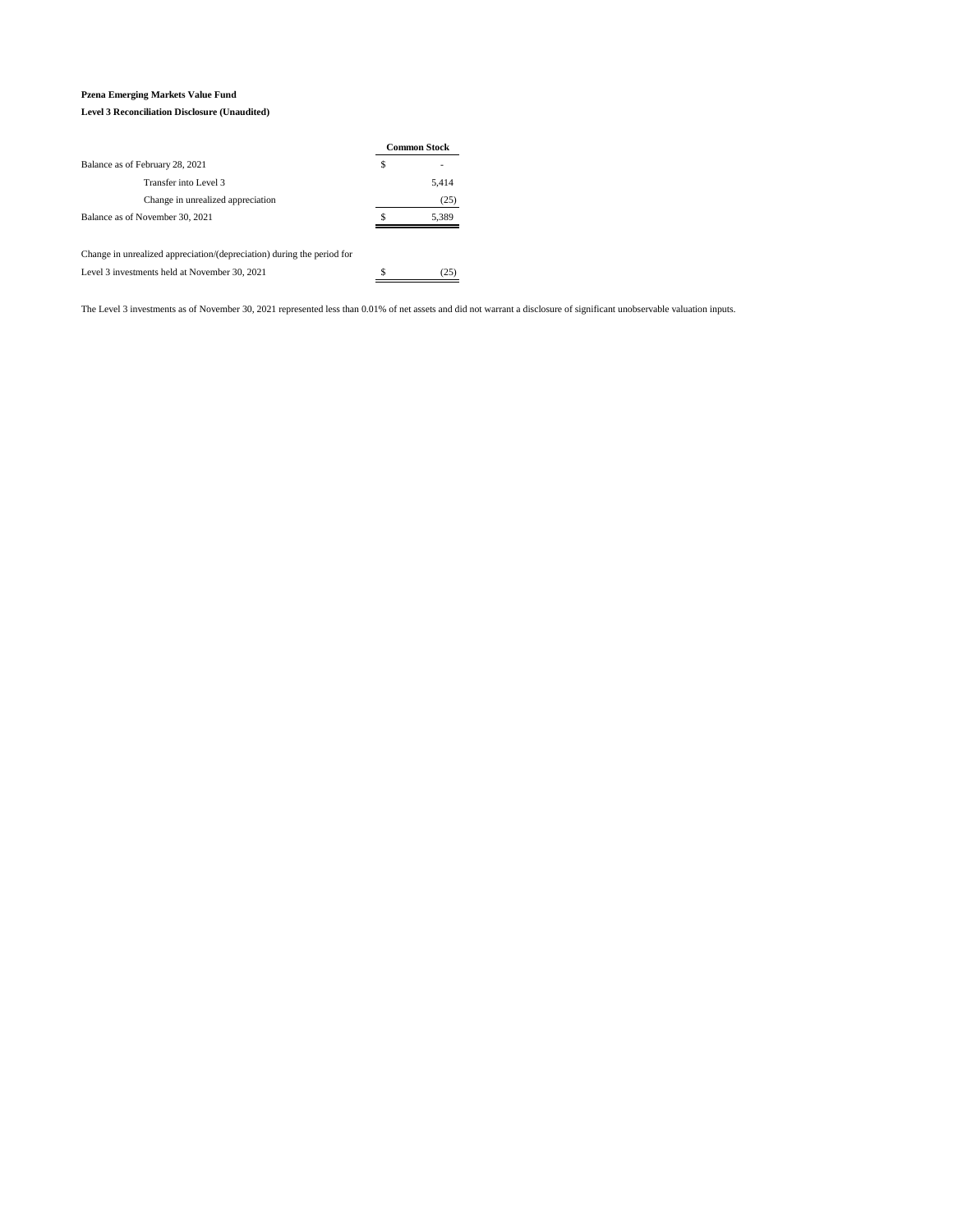**Pzena Emerging Markets Value Fund**

**Level 3 Reconciliation Disclosure (Unaudited)**

| | Common Stock |
|---|---|
| Balance as of February 28, 2021 | $ - |
| Transfer into Level 3 | 5,414 |
| Change in unrealized appreciation | (25) |
| Balance as of November 30, 2021 | $ 5,389 |
| | |
| Change in unrealized appreciation/(depreciation) during the period for Level 3 investments held at November 30, 2021 | $ (25) |

The Level 3 investments as of November 30, 2021 represented less than 0.01% of net assets and did not warrant a disclosure of significant unobservable valuation inputs.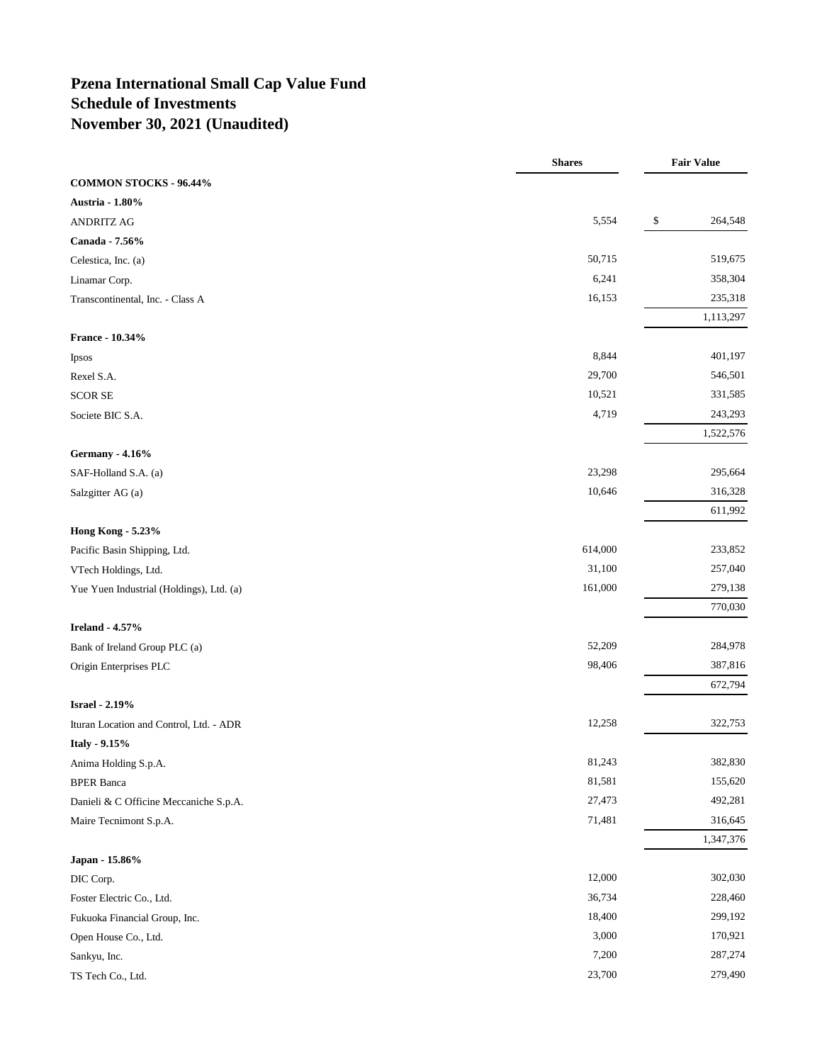# Pzena International Small Cap Value Fund
# Schedule of Investments
# November 30, 2021 (Unaudited)

| | Shares | Fair Value |
|---|---|---|
| **COMMON STOCKS - 96.44%** | | |
| **Austria - 1.80%** | | |
| ANDRITZ AG | 5,554 | $ 264,548 |
| **Canada - 7.56%** | | |
| Celestica, Inc. (a) | 50,715 | 519,675 |
| Linamar Corp. | 6,241 | 358,304 |
| Transcontinental, Inc. - Class A | 16,153 | 235,318 |
| | | 1,113,297 |
| **France - 10.34%** | | |
| Ipsos | 8,844 | 401,197 |
| Rexel S.A. | 29,700 | 546,501 |
| SCOR SE | 10,521 | 331,585 |
| Societe BIC S.A. | 4,719 | 243,293 |
| | | 1,522,576 |
| **Germany - 4.16%** | | |
| SAF-Holland S.A. (a) | 23,298 | 295,664 |
| Salzgitter AG (a) | 10,646 | 316,328 |
| | | 611,992 |
| **Hong Kong - 5.23%** | | |
| Pacific Basin Shipping, Ltd. | 614,000 | 233,852 |
| VTech Holdings, Ltd. | 31,100 | 257,040 |
| Yue Yuen Industrial (Holdings), Ltd. (a) | 161,000 | 279,138 |
| | | 770,030 |
| **Ireland - 4.57%** | | |
| Bank of Ireland Group PLC (a) | 52,209 | 284,978 |
| Origin Enterprises PLC | 98,406 | 387,816 |
| | | 672,794 |
| **Israel - 2.19%** | | |
| Ituran Location and Control, Ltd. - ADR | 12,258 | 322,753 |
| **Italy - 9.15%** | | |
| Anima Holding S.p.A. | 81,243 | 382,830 |
| BPER Banca | 81,581 | 155,620 |
| Danieli & C Officine Meccaniche S.p.A. | 27,473 | 492,281 |
| Maire Tecnimont S.p.A. | 71,481 | 316,645 |
| | | 1,347,376 |
| **Japan - 15.86%** | | |
| DIC Corp. | 12,000 | 302,030 |
| Foster Electric Co., Ltd. | 36,734 | 228,460 |
| Fukuoka Financial Group, Inc. | 18,400 | 299,192 |
| Open House Co., Ltd. | 3,000 | 170,921 |
| Sankyu, Inc. | 7,200 | 287,274 |
| TS Tech Co., Ltd. | 23,700 | 279,490 |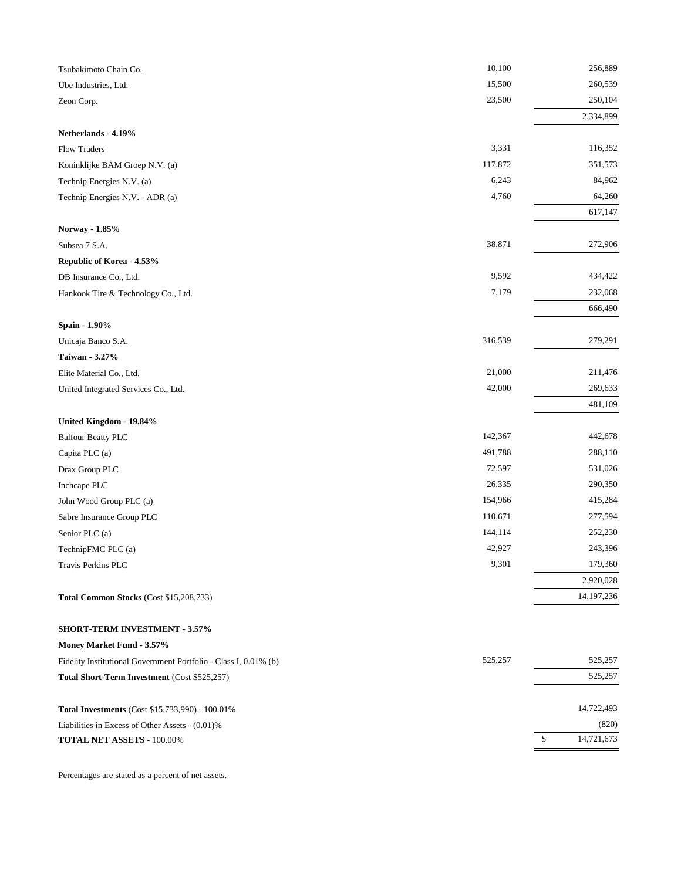| | | |
|---|---|---|
| Tsubakimoto Chain Co. | 10,100 | 256,889 |
| Ube Industries, Ltd. | 15,500 | 260,539 |
| Zeon Corp. | 23,500 | 250,104 |
| | | 2,334,899 |
| **Netherlands - 4.19%** | | |
| Flow Traders | 3,331 | 116,352 |
| Koninklijke BAM Groep N.V. (a) | 117,872 | 351,573 |
| Technip Energies N.V. (a) | 6,243 | 84,962 |
| Technip Energies N.V. - ADR (a) | 4,760 | 64,260 |
| | | 617,147 |
| **Norway - 1.85%** | | |
| Subsea 7 S.A. | 38,871 | 272,906 |
| **Republic of Korea - 4.53%** | | |
| DB Insurance Co., Ltd. | 9,592 | 434,422 |
| Hankook Tire & Technology Co., Ltd. | 7,179 | 232,068 |
| | | 666,490 |
| **Spain - 1.90%** | | |
| Unicaja Banco S.A. | 316,539 | 279,291 |
| **Taiwan - 3.27%** | | |
| Elite Material Co., Ltd. | 21,000 | 211,476 |
| United Integrated Services Co., Ltd. | 42,000 | 269,633 |
| | | 481,109 |
| **United Kingdom - 19.84%** | | |
| Balfour Beatty PLC | 142,367 | 442,678 |
| Capita PLC (a) | 491,788 | 288,110 |
| Drax Group PLC | 72,597 | 531,026 |
| Inchcape PLC | 26,335 | 290,350 |
| John Wood Group PLC (a) | 154,966 | 415,284 |
| Sabre Insurance Group PLC | 110,671 | 277,594 |
| Senior PLC (a) | 144,114 | 252,230 |
| TechnipFMC PLC (a) | 42,927 | 243,396 |
| Travis Perkins PLC | 9,301 | 179,360 |
| | | 2,920,028 |
| **Total Common Stocks** (Cost $15,208,733) | | 14,197,236 |
| | | |
| **SHORT-TERM INVESTMENT - 3.57%** | | |
| **Money Market Fund - 3.57%** | | |
| Fidelity Institutional Government Portfolio - Class I, 0.01% (b) | 525,257 | 525,257 |
| **Total Short-Term Investment** (Cost $525,257) | | 525,257 |
| | | |
| **Total Investments** (Cost $15,733,990) - 100.01% | | 14,722,493 |
| Liabilities in Excess of Other Assets - (0.01)% | | (820) |
| **TOTAL NET ASSETS** - 100.00% | | $ 14,721,673 |

Percentages are stated as a percent of net assets.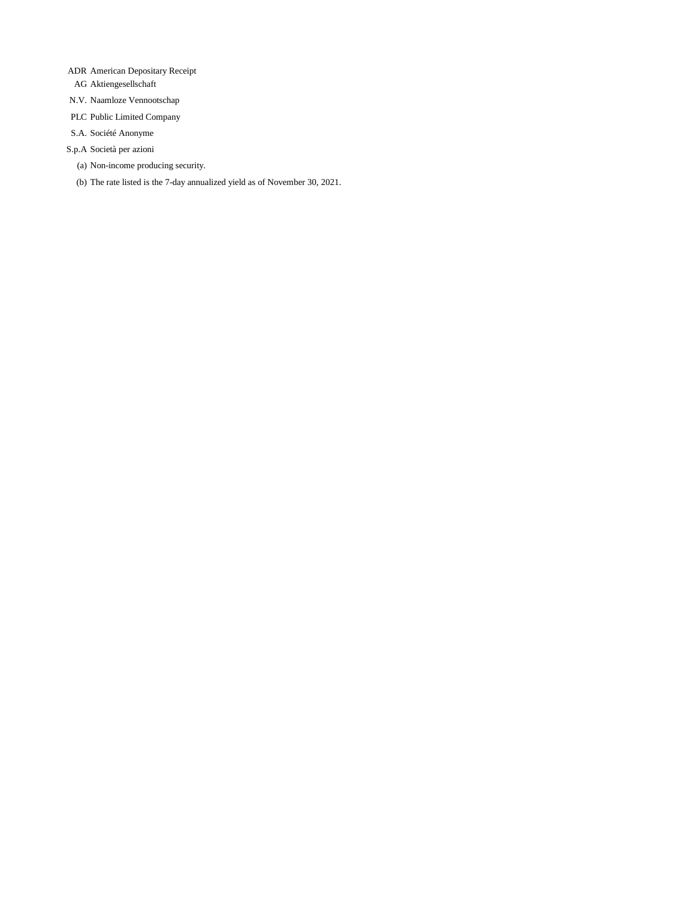| | |
|---|---|
| ADR | American Depositary Receipt |
| AG | Aktiengesellschaft |
| N.V. | Naamloze Vennootschap |
| PLC | Public Limited Company |
| S.A. | Société Anonyme |
| S.p.A | Società per azioni |
| (a) | Non-income producing security. |
| (b) | The rate listed is the 7-day annualized yield as of November 30, 2021. |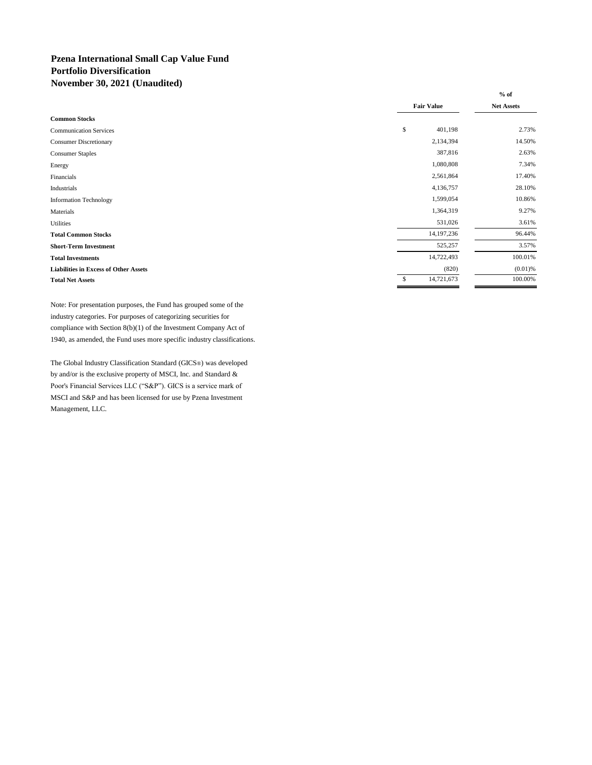# Pzena International Small Cap Value Fund
## Portfolio Diversification
## November 30, 2021 (Unaudited)

| | Fair Value | % of Net Assets |
|---|---|---|
| **Common Stocks** | | |
| Communication Services | $ 401,198 | 2.73% |
| Consumer Discretionary | 2,134,394 | 14.50% |
| Consumer Staples | 387,816 | 2.63% |
| Energy | 1,080,808 | 7.34% |
| Financials | 2,561,864 | 17.40% |
| Industrials | 4,136,757 | 28.10% |
| Information Technology | 1,599,054 | 10.86% |
| Materials | 1,364,319 | 9.27% |
| Utilities | 531,026 | 3.61% |
| **Total Common Stocks** | 14,197,236 | 96.44% |
| **Short-Term Investment** | 525,257 | 3.57% |
| **Total Investments** | 14,722,493 | 100.01% |
| **Liabilities in Excess of Other Assets** | (820) | (0.01)% |
| **Total Net Assets** | $ 14,721,673 | 100.00% |

Note: For presentation purposes, the Fund has grouped some of the industry categories. For purposes of categorizing securities for compliance with Section 8(b)(1) of the Investment Company Act of 1940, as amended, the Fund uses more specific industry classifications.

The Global Industry Classification Standard (GICS®) was developed by and/or is the exclusive property of MSCI, Inc. and Standard & Poor's Financial Services LLC ("S&P"). GICS is a service mark of MSCI and S&P and has been licensed for use by Pzena Investment Management, LLC.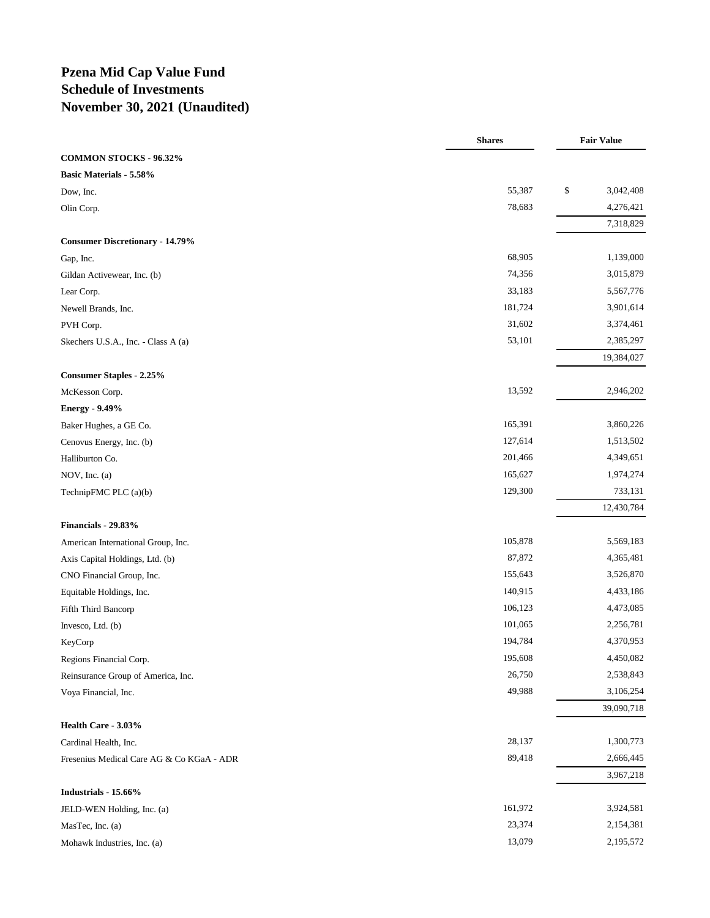# Pzena Mid Cap Value Fund
# Schedule of Investments
# November 30, 2021 (Unaudited)

| | Shares | Fair Value |
|---|---|---|
| **COMMON STOCKS - 96.32%** | | |
| **Basic Materials - 5.58%** | | |
| Dow, Inc. | 55,387 | $ 3,042,408 |
| Olin Corp. | 78,683 | 4,276,421 |
| | | 7,318,829 |
| **Consumer Discretionary - 14.79%** | | |
| Gap, Inc. | 68,905 | 1,139,000 |
| Gildan Activewear, Inc. (b) | 74,356 | 3,015,879 |
| Lear Corp. | 33,183 | 5,567,776 |
| Newell Brands, Inc. | 181,724 | 3,901,614 |
| PVH Corp. | 31,602 | 3,374,461 |
| Skechers U.S.A., Inc. - Class A (a) | 53,101 | 2,385,297 |
| | | 19,384,027 |
| **Consumer Staples - 2.25%** | | |
| McKesson Corp. | 13,592 | 2,946,202 |
| **Energy - 9.49%** | | |
| Baker Hughes, a GE Co. | 165,391 | 3,860,226 |
| Cenovus Energy, Inc. (b) | 127,614 | 1,513,502 |
| Halliburton Co. | 201,466 | 4,349,651 |
| NOV, Inc. (a) | 165,627 | 1,974,274 |
| TechnipFMC PLC (a)(b) | 129,300 | 733,131 |
| | | 12,430,784 |
| **Financials - 29.83%** | | |
| American International Group, Inc. | 105,878 | 5,569,183 |
| Axis Capital Holdings, Ltd. (b) | 87,872 | 4,365,481 |
| CNO Financial Group, Inc. | 155,643 | 3,526,870 |
| Equitable Holdings, Inc. | 140,915 | 4,433,186 |
| Fifth Third Bancorp | 106,123 | 4,473,085 |
| Invesco, Ltd. (b) | 101,065 | 2,256,781 |
| KeyCorp | 194,784 | 4,370,953 |
| Regions Financial Corp. | 195,608 | 4,450,082 |
| Reinsurance Group of America, Inc. | 26,750 | 2,538,843 |
| Voya Financial, Inc. | 49,988 | 3,106,254 |
| | | 39,090,718 |
| **Health Care - 3.03%** | | |
| Cardinal Health, Inc. | 28,137 | 1,300,773 |
| Fresenius Medical Care AG & Co KGaA - ADR | 89,418 | 2,666,445 |
| | | 3,967,218 |
| **Industrials - 15.66%** | | |
| JELD-WEN Holding, Inc. (a) | 161,972 | 3,924,581 |
| MasTec, Inc. (a) | 23,374 | 2,154,381 |
| Mohawk Industries, Inc. (a) | 13,079 | 2,195,572 |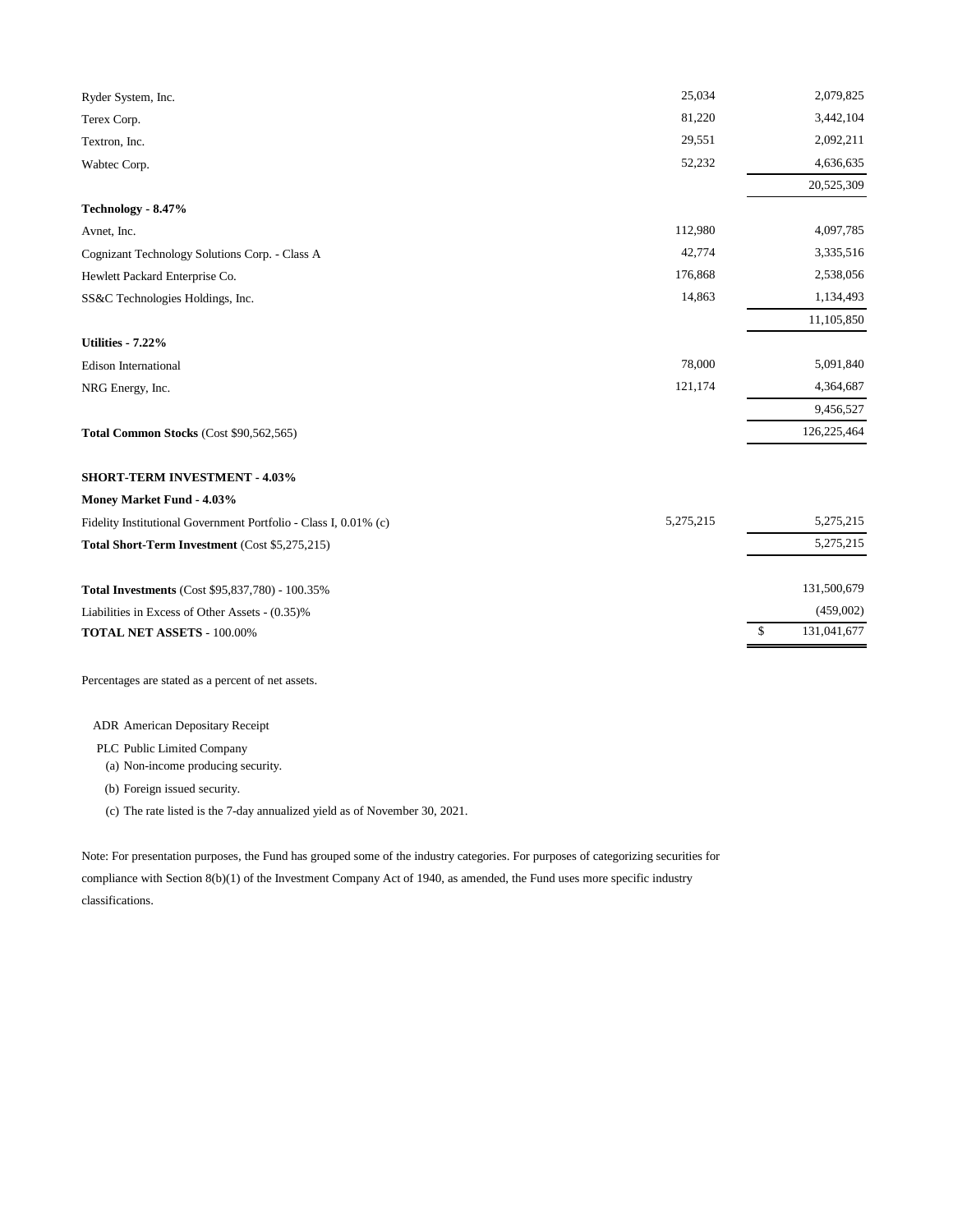| | Shares | Value |
|---|---|---|
| Ryder System, Inc. | 25,034 | 2,079,825 |
| Terex Corp. | 81,220 | 3,442,104 |
| Textron, Inc. | 29,551 | 2,092,211 |
| Wabtec Corp. | 52,232 | 4,636,635 |
| | | 20,525,309 |
| **Technology - 8.47%** | | |
| Avnet, Inc. | 112,980 | 4,097,785 |
| Cognizant Technology Solutions Corp. - Class A | 42,774 | 3,335,516 |
| Hewlett Packard Enterprise Co. | 176,868 | 2,538,056 |
| SS&C Technologies Holdings, Inc. | 14,863 | 1,134,493 |
| | | 11,105,850 |
| **Utilities - 7.22%** | | |
| Edison International | 78,000 | 5,091,840 |
| NRG Energy, Inc. | 121,174 | 4,364,687 |
| | | 9,456,527 |
| **Total Common Stocks** (Cost $90,562,565) | | 126,225,464 |
| | | |
| **SHORT-TERM INVESTMENT - 4.03%** | | |
| **Money Market Fund - 4.03%** | | |
| Fidelity Institutional Government Portfolio - Class I, 0.01% (c) | 5,275,215 | 5,275,215 |
| **Total Short-Term Investment** (Cost $5,275,215) | | 5,275,215 |
| | | |
| **Total Investments** (Cost $95,837,780) - 100.35% | | 131,500,679 |
| Liabilities in Excess of Other Assets - (0.35)% | | (459,002) |
| **TOTAL NET ASSETS** - 100.00% | | $ 131,041,677 |

Percentages are stated as a percent of net assets.

ADR American Depositary Receipt

PLC Public Limited Company

(a) Non-income producing security.

(b) Foreign issued security.

(c) The rate listed is the 7-day annualized yield as of November 30, 2021.

Note: For presentation purposes, the Fund has grouped some of the industry categories. For purposes of categorizing securities for compliance with Section 8(b)(1) of the Investment Company Act of 1940, as amended, the Fund uses more specific industry classifications.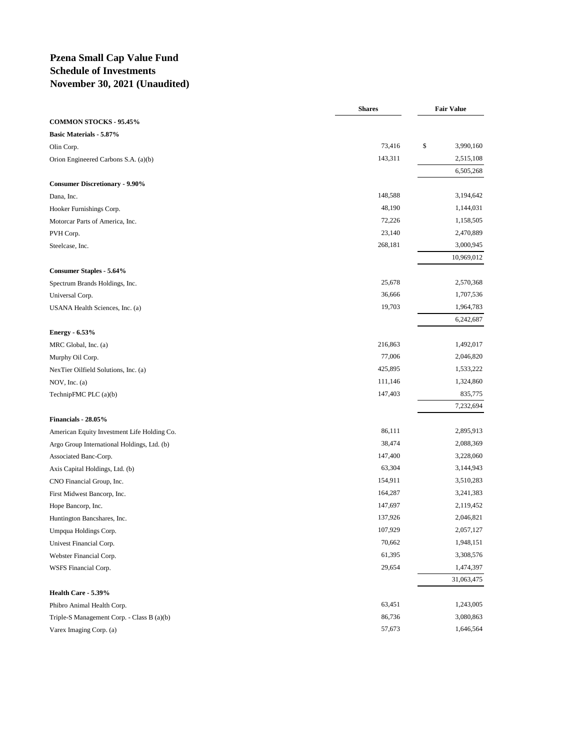# Pzena Small Cap Value Fund
# Schedule of Investments
# November 30, 2021 (Unaudited)

| | Shares | Fair Value |
|---|---|---|
| **COMMON STOCKS - 95.45%** | | |
| **Basic Materials - 5.87%** | | |
| Olin Corp. | 73,416 | $ 3,990,160 |
| Orion Engineered Carbons S.A. (a)(b) | 143,311 | 2,515,108 |
| | | 6,505,268 |
| **Consumer Discretionary - 9.90%** | | |
| Dana, Inc. | 148,588 | 3,194,642 |
| Hooker Furnishings Corp. | 48,190 | 1,144,031 |
| Motorcar Parts of America, Inc. | 72,226 | 1,158,505 |
| PVH Corp. | 23,140 | 2,470,889 |
| Steelcase, Inc. | 268,181 | 3,000,945 |
| | | 10,969,012 |
| **Consumer Staples - 5.64%** | | |
| Spectrum Brands Holdings, Inc. | 25,678 | 2,570,368 |
| Universal Corp. | 36,666 | 1,707,536 |
| USANA Health Sciences, Inc. (a) | 19,703 | 1,964,783 |
| | | 6,242,687 |
| **Energy - 6.53%** | | |
| MRC Global, Inc. (a) | 216,863 | 1,492,017 |
| Murphy Oil Corp. | 77,006 | 2,046,820 |
| NexTier Oilfield Solutions, Inc. (a) | 425,895 | 1,533,222 |
| NOV, Inc. (a) | 111,146 | 1,324,860 |
| TechnipFMC PLC (a)(b) | 147,403 | 835,775 |
| | | 7,232,694 |
| **Financials - 28.05%** | | |
| American Equity Investment Life Holding Co. | 86,111 | 2,895,913 |
| Argo Group International Holdings, Ltd. (b) | 38,474 | 2,088,369 |
| Associated Banc-Corp. | 147,400 | 3,228,060 |
| Axis Capital Holdings, Ltd. (b) | 63,304 | 3,144,943 |
| CNO Financial Group, Inc. | 154,911 | 3,510,283 |
| First Midwest Bancorp, Inc. | 164,287 | 3,241,383 |
| Hope Bancorp, Inc. | 147,697 | 2,119,452 |
| Huntington Bancshares, Inc. | 137,926 | 2,046,821 |
| Umpqua Holdings Corp. | 107,929 | 2,057,127 |
| Univest Financial Corp. | 70,662 | 1,948,151 |
| Webster Financial Corp. | 61,395 | 3,308,576 |
| WSFS Financial Corp. | 29,654 | 1,474,397 |
| | | 31,063,475 |
| **Health Care - 5.39%** | | |
| Phibro Animal Health Corp. | 63,451 | 1,243,005 |
| Triple-S Management Corp. - Class B (a)(b) | 86,736 | 3,080,863 |
| Varex Imaging Corp. (a) | 57,673 | 1,646,564 |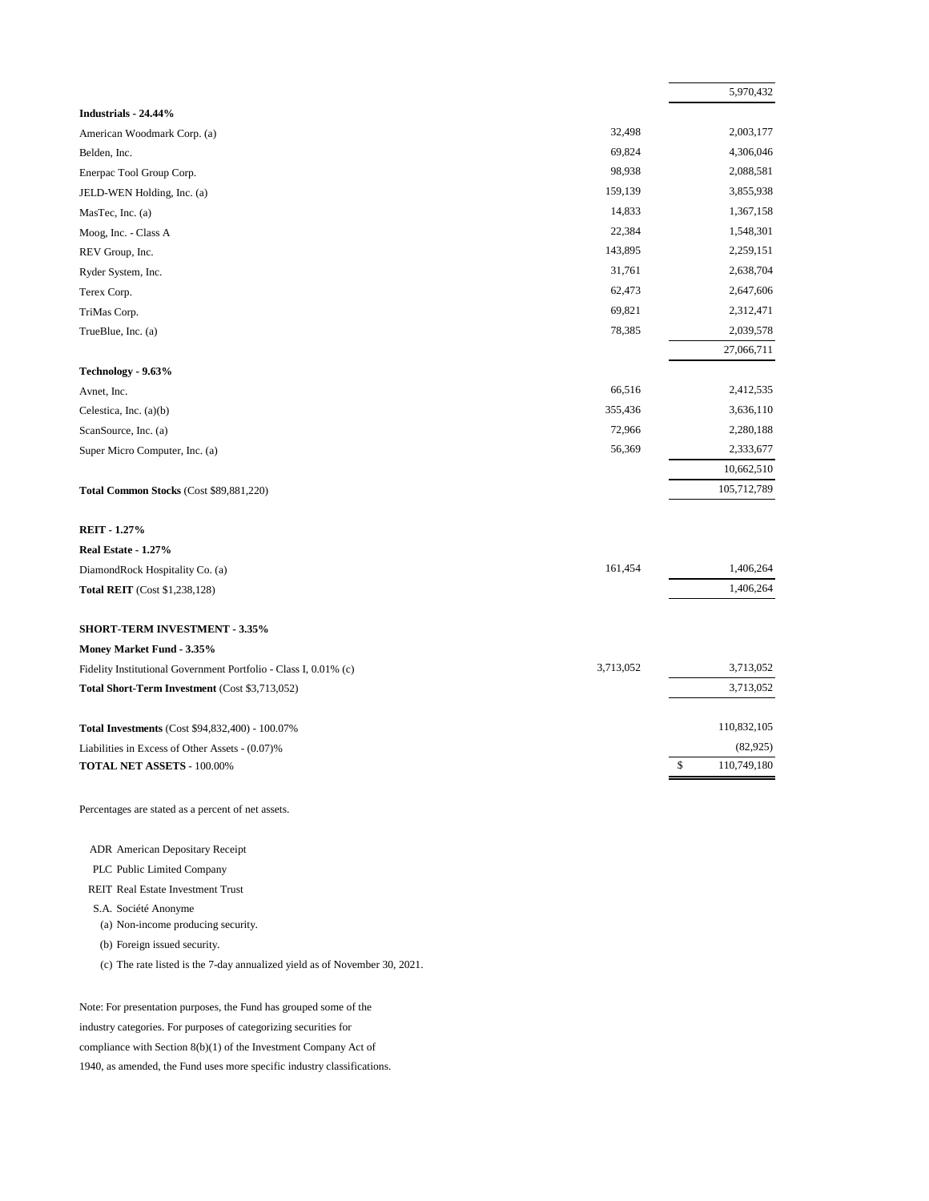| | Shares | Value |
|---|---|---|
| | | 5,970,432 |
| **Industrials - 24.44%** | | |
| American Woodmark Corp. (a) | 32,498 | 2,003,177 |
| Belden, Inc. | 69,824 | 4,306,046 |
| Enerpac Tool Group Corp. | 98,938 | 2,088,581 |
| JELD-WEN Holding, Inc. (a) | 159,139 | 3,855,938 |
| MasTec, Inc. (a) | 14,833 | 1,367,158 |
| Moog, Inc. - Class A | 22,384 | 1,548,301 |
| REV Group, Inc. | 143,895 | 2,259,151 |
| Ryder System, Inc. | 31,761 | 2,638,704 |
| Terex Corp. | 62,473 | 2,647,606 |
| TriMas Corp. | 69,821 | 2,312,471 |
| TrueBlue, Inc. (a) | 78,385 | 2,039,578 |
| | | 27,066,711 |
| **Technology - 9.63%** | | |
| Avnet, Inc. | 66,516 | 2,412,535 |
| Celestica, Inc. (a)(b) | 355,436 | 3,636,110 |
| ScanSource, Inc. (a) | 72,966 | 2,280,188 |
| Super Micro Computer, Inc. (a) | 56,369 | 2,333,677 |
| | | 10,662,510 |
| **Total Common Stocks** (Cost $89,881,220) | | 105,712,789 |
| | | |
| **REIT - 1.27%** | | |
| **Real Estate - 1.27%** | | |
| DiamondRock Hospitality Co. (a) | 161,454 | 1,406,264 |
| **Total REIT** (Cost $1,238,128) | | 1,406,264 |
| | | |
| **SHORT-TERM INVESTMENT - 3.35%** | | |
| **Money Market Fund - 3.35%** | | |
| Fidelity Institutional Government Portfolio - Class I, 0.01% (c) | 3,713,052 | 3,713,052 |
| **Total Short-Term Investment** (Cost $3,713,052) | | 3,713,052 |
| | | |
| **Total Investments** (Cost $94,832,400) - 100.07% | | 110,832,105 |
| Liabilities in Excess of Other Assets - (0.07)% | | (82,925) |
| **TOTAL NET ASSETS** - 100.00% | | $ 110,749,180 |

Percentages are stated as a percent of net assets.

ADR American Depositary Receipt
PLC Public Limited Company
REIT Real Estate Investment Trust
S.A. Société Anonyme
(a) Non-income producing security.
(b) Foreign issued security.
(c) The rate listed is the 7-day annualized yield as of November 30, 2021.

Note: For presentation purposes, the Fund has grouped some of the industry categories. For purposes of categorizing securities for compliance with Section 8(b)(1) of the Investment Company Act of 1940, as amended, the Fund uses more specific industry classifications.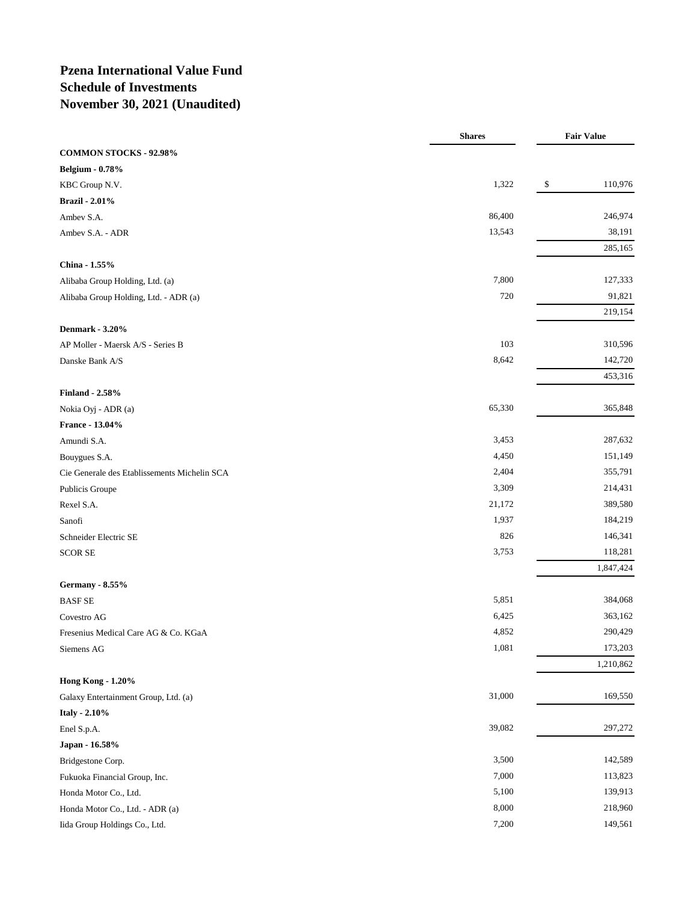# Pzena International Value Fund
# Schedule of Investments
# November 30, 2021 (Unaudited)

| | Shares | Fair Value |
|---|---|---|
| **COMMON STOCKS - 92.98%** | | |
| **Belgium - 0.78%** | | |
| KBC Group N.V. | 1,322 | $ 110,976 |
| **Brazil - 2.01%** | | |
| Ambev S.A. | 86,400 | 246,974 |
| Ambev S.A. - ADR | 13,543 | 38,191 |
| | | 285,165 |
| **China - 1.55%** | | |
| Alibaba Group Holding, Ltd. (a) | 7,800 | 127,333 |
| Alibaba Group Holding, Ltd. - ADR (a) | 720 | 91,821 |
| | | 219,154 |
| **Denmark - 3.20%** | | |
| AP Moller - Maersk A/S - Series B | 103 | 310,596 |
| Danske Bank A/S | 8,642 | 142,720 |
| | | 453,316 |
| **Finland - 2.58%** | | |
| Nokia Oyj - ADR (a) | 65,330 | 365,848 |
| **France - 13.04%** | | |
| Amundi S.A. | 3,453 | 287,632 |
| Bouygues S.A. | 4,450 | 151,149 |
| Cie Generale des Etablissements Michelin SCA | 2,404 | 355,791 |
| Publicis Groupe | 3,309 | 214,431 |
| Rexel S.A. | 21,172 | 389,580 |
| Sanofi | 1,937 | 184,219 |
| Schneider Electric SE | 826 | 146,341 |
| SCOR SE | 3,753 | 118,281 |
| | | 1,847,424 |
| **Germany - 8.55%** | | |
| BASF SE | 5,851 | 384,068 |
| Covestro AG | 6,425 | 363,162 |
| Fresenius Medical Care AG & Co. KGaA | 4,852 | 290,429 |
| Siemens AG | 1,081 | 173,203 |
| | | 1,210,862 |
| **Hong Kong - 1.20%** | | |
| Galaxy Entertainment Group, Ltd. (a) | 31,000 | 169,550 |
| **Italy - 2.10%** | | |
| Enel S.p.A. | 39,082 | 297,272 |
| **Japan - 16.58%** | | |
| Bridgestone Corp. | 3,500 | 142,589 |
| Fukuoka Financial Group, Inc. | 7,000 | 113,823 |
| Honda Motor Co., Ltd. | 5,100 | 139,913 |
| Honda Motor Co., Ltd. - ADR (a) | 8,000 | 218,960 |
| Iida Group Holdings Co., Ltd. | 7,200 | 149,561 |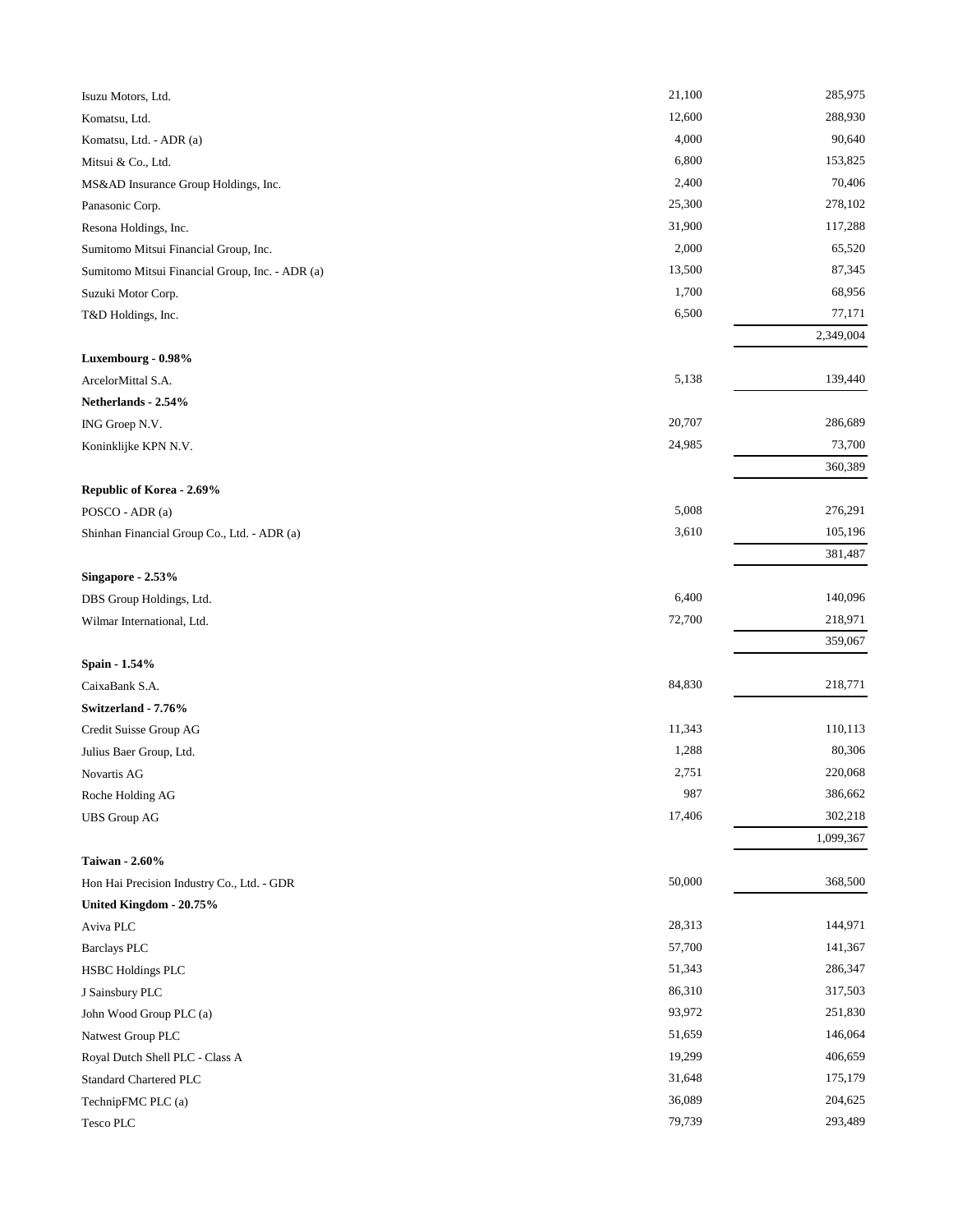| | | |
|---|---|---|
| Isuzu Motors, Ltd. | 21,100 | 285,975 |
| Komatsu, Ltd. | 12,600 | 288,930 |
| Komatsu, Ltd. - ADR (a) | 4,000 | 90,640 |
| Mitsui & Co., Ltd. | 6,800 | 153,825 |
| MS&AD Insurance Group Holdings, Inc. | 2,400 | 70,406 |
| Panasonic Corp. | 25,300 | 278,102 |
| Resona Holdings, Inc. | 31,900 | 117,288 |
| Sumitomo Mitsui Financial Group, Inc. | 2,000 | 65,520 |
| Sumitomo Mitsui Financial Group, Inc. - ADR (a) | 13,500 | 87,345 |
| Suzuki Motor Corp. | 1,700 | 68,956 |
| T&D Holdings, Inc. | 6,500 | 77,171 |
| | | 2,349,004 |
| **Luxembourg - 0.98%** | | |
| ArcelorMittal S.A. | 5,138 | 139,440 |
| **Netherlands - 2.54%** | | |
| ING Groep N.V. | 20,707 | 286,689 |
| Koninklijke KPN N.V. | 24,985 | 73,700 |
| | | 360,389 |
| **Republic of Korea - 2.69%** | | |
| POSCO - ADR (a) | 5,008 | 276,291 |
| Shinhan Financial Group Co., Ltd. - ADR (a) | 3,610 | 105,196 |
| | | 381,487 |
| **Singapore - 2.53%** | | |
| DBS Group Holdings, Ltd. | 6,400 | 140,096 |
| Wilmar International, Ltd. | 72,700 | 218,971 |
| | | 359,067 |
| **Spain - 1.54%** | | |
| CaixaBank S.A. | 84,830 | 218,771 |
| **Switzerland - 7.76%** | | |
| Credit Suisse Group AG | 11,343 | 110,113 |
| Julius Baer Group, Ltd. | 1,288 | 80,306 |
| Novartis AG | 2,751 | 220,068 |
| Roche Holding AG | 987 | 386,662 |
| UBS Group AG | 17,406 | 302,218 |
| | | 1,099,367 |
| **Taiwan - 2.60%** | | |
| Hon Hai Precision Industry Co., Ltd. - GDR | 50,000 | 368,500 |
| **United Kingdom - 20.75%** | | |
| Aviva PLC | 28,313 | 144,971 |
| Barclays PLC | 57,700 | 141,367 |
| HSBC Holdings PLC | 51,343 | 286,347 |
| J Sainsbury PLC | 86,310 | 317,503 |
| John Wood Group PLC (a) | 93,972 | 251,830 |
| Natwest Group PLC | 51,659 | 146,064 |
| Royal Dutch Shell PLC - Class A | 19,299 | 406,659 |
| Standard Chartered PLC | 31,648 | 175,179 |
| TechnipFMC PLC (a) | 36,089 | 204,625 |
| Tesco PLC | 79,739 | 293,489 |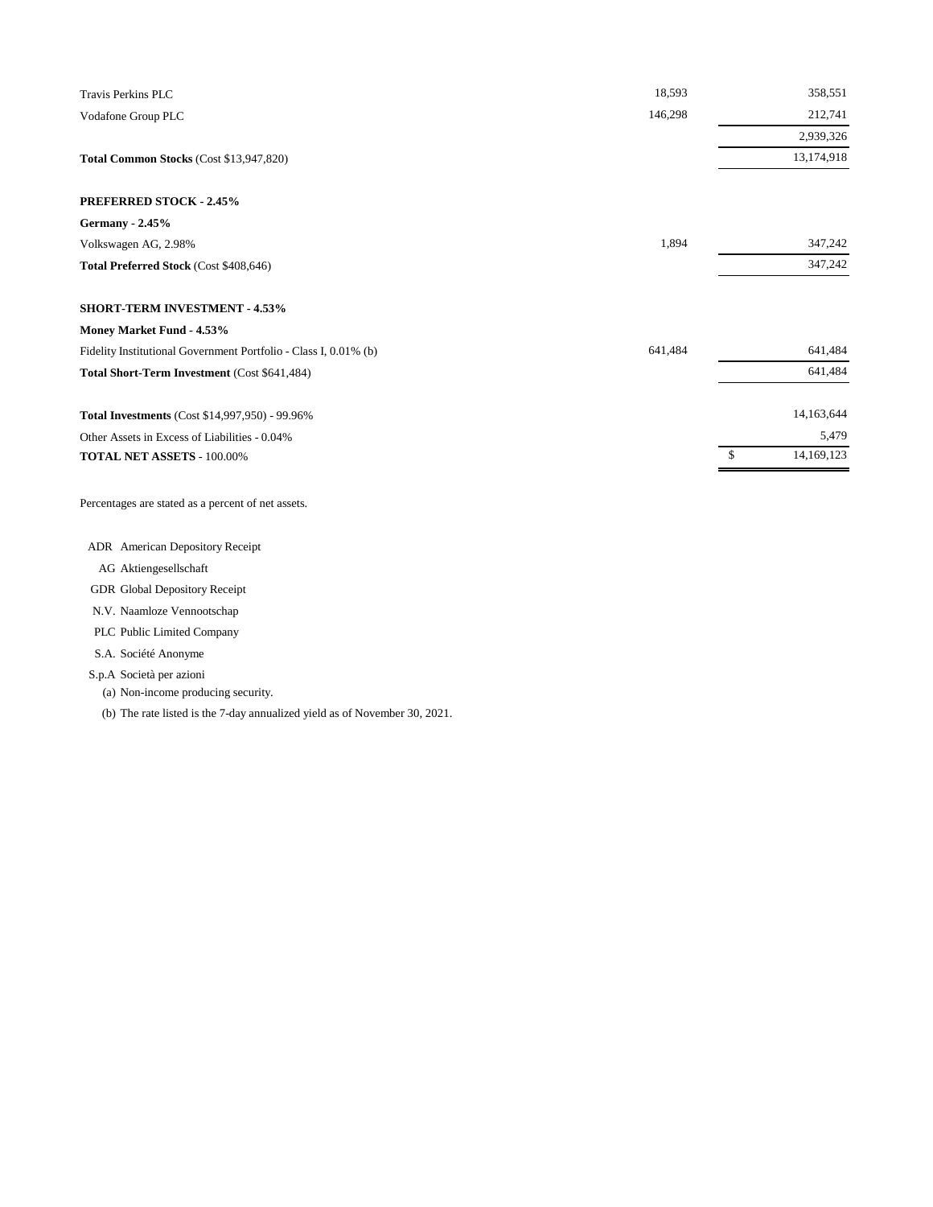| | Shares | Value |
|---|---|---|
| Travis Perkins PLC | 18,593 | 358,551 |
| Vodafone Group PLC | 146,298 | 212,741 |
| | | 2,939,326 |
| **Total Common Stocks** (Cost $13,947,820) | | 13,174,918 |
| | | |
| **PREFERRED STOCK - 2.45%** | | |
| **Germany - 2.45%** | | |
| Volkswagen AG, 2.98% | 1,894 | 347,242 |
| **Total Preferred Stock** (Cost $408,646) | | 347,242 |
| | | |
| **SHORT-TERM INVESTMENT - 4.53%** | | |
| **Money Market Fund - 4.53%** | | |
| Fidelity Institutional Government Portfolio - Class I, 0.01% (b) | 641,484 | 641,484 |
| **Total Short-Term Investment** (Cost $641,484) | | 641,484 |
| | | |
| **Total Investments** (Cost $14,997,950) - 99.96% | | 14,163,644 |
| Other Assets in Excess of Liabilities - 0.04% | | 5,479 |
| **TOTAL NET ASSETS** - 100.00% | | $ 14,169,123 |

Percentages are stated as a percent of net assets.

ADR American Depository Receipt
AG Aktiengesellschaft
GDR Global Depository Receipt
N.V. Naamloze Vennootschap
PLC Public Limited Company
S.A. Société Anonyme
S.p.A Società per azioni
(a) Non-income producing security.
(b) The rate listed is the 7-day annualized yield as of November 30, 2021.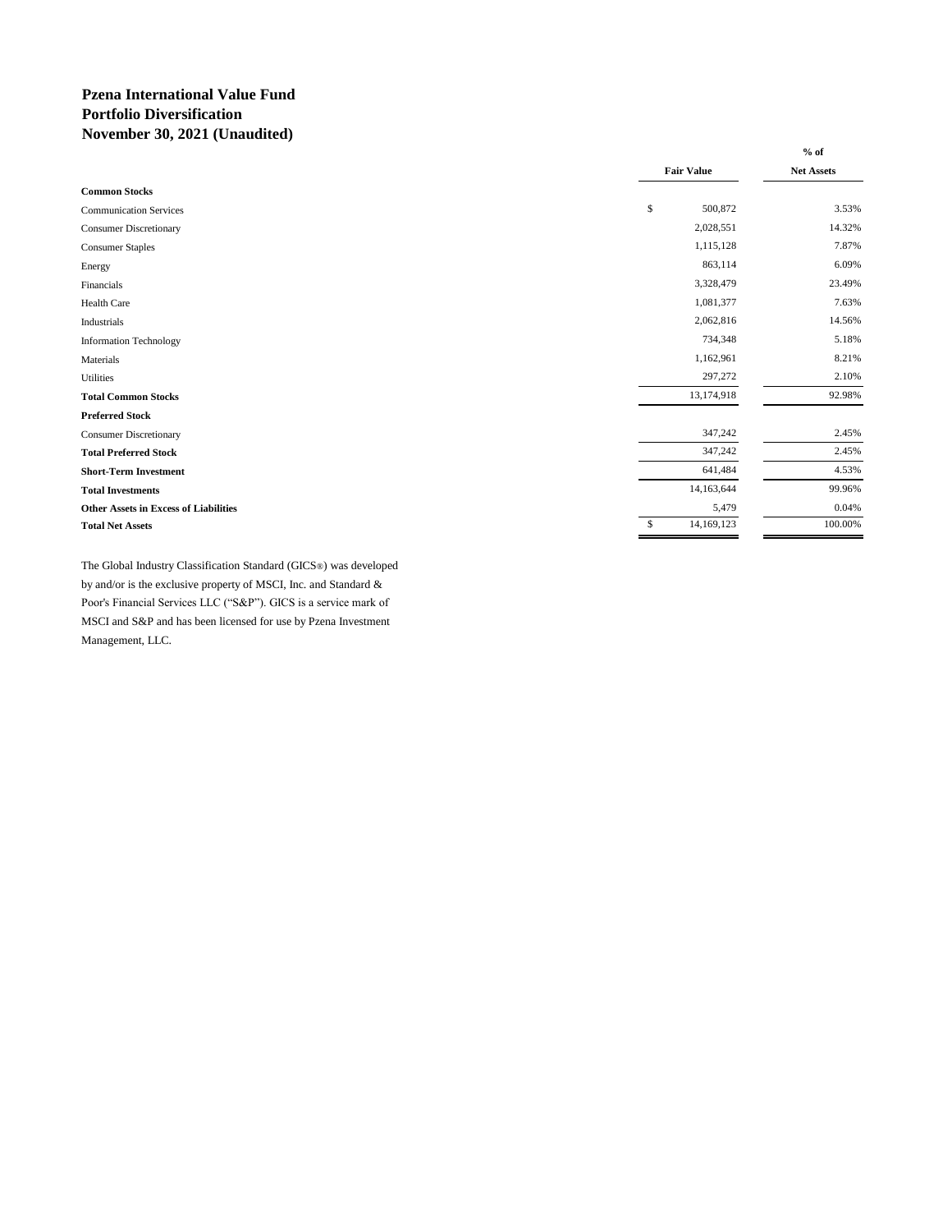# Pzena International Value Fund
# Portfolio Diversification
# November 30, 2021 (Unaudited)

| | Fair Value | % of Net Assets |
|---|---|---|
| **Common Stocks** | | |
| Communication Services | $ 500,872 | 3.53% |
| Consumer Discretionary | 2,028,551 | 14.32% |
| Consumer Staples | 1,115,128 | 7.87% |
| Energy | 863,114 | 6.09% |
| Financials | 3,328,479 | 23.49% |
| Health Care | 1,081,377 | 7.63% |
| Industrials | 2,062,816 | 14.56% |
| Information Technology | 734,348 | 5.18% |
| Materials | 1,162,961 | 8.21% |
| Utilities | 297,272 | 2.10% |
| **Total Common Stocks** | 13,174,918 | 92.98% |
| **Preferred Stock** | | |
| Consumer Discretionary | 347,242 | 2.45% |
| **Total Preferred Stock** | 347,242 | 2.45% |
| **Short-Term Investment** | 641,484 | 4.53% |
| **Total Investments** | 14,163,644 | 99.96% |
| **Other Assets in Excess of Liabilities** | 5,479 | 0.04% |
| **Total Net Assets** | $ 14,169,123 | 100.00% |

The Global Industry Classification Standard (GICS®) was developed by and/or is the exclusive property of MSCI, Inc. and Standard & Poor's Financial Services LLC ("S&P"). GICS is a service mark of MSCI and S&P and has been licensed for use by Pzena Investment Management, LLC.